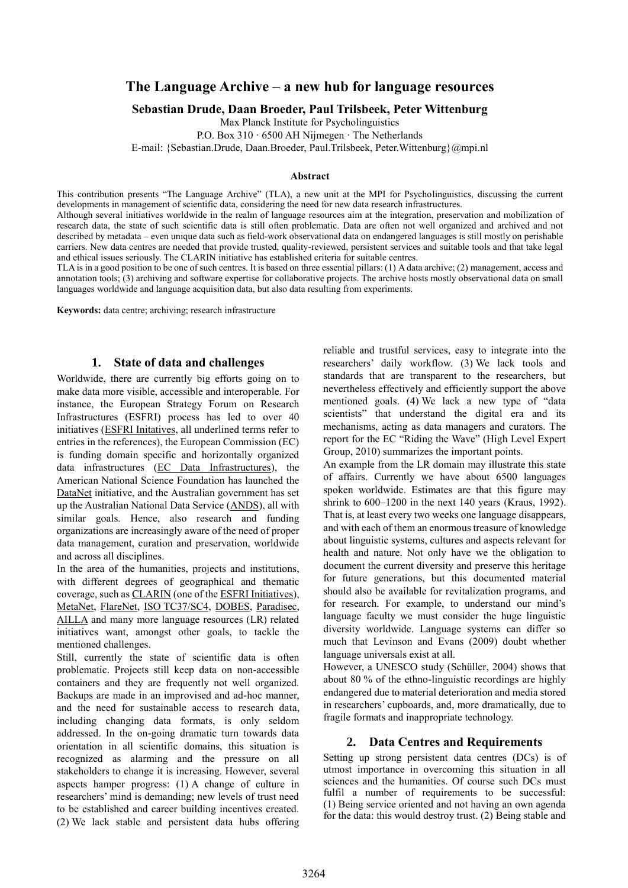# The Language Archive – a new hub for language resources

**Sebastian Drude, Daan Broeder, Paul Trilsbeek, Peter Wittenburg**

Max Planck Institute for Psycholinguistics
P.O. Box 310 · 6500 AH Nijmegen · The Netherlands
E-mail: {Sebastian.Drude, Daan.Broeder, Paul.Trilsbeek, Peter.Wittenburg}@mpi.nl

### Abstract

This contribution presents "The Language Archive" (TLA), a new unit at the MPI for Psycholinguistics, discussing the current developments in management of scientific data, considering the need for new data research infrastructures.

Although several initiatives worldwide in the realm of language resources aim at the integration, preservation and mobilization of research data, the state of such scientific data is still often problematic. Data are often not well organized and archived and not described by metadata – even unique data such as field-work observational data on endangered languages is still mostly on perishable carriers. New data centres are needed that provide trusted, quality-reviewed, persistent services and suitable tools and that take legal and ethical issues seriously. The CLARIN initiative has established criteria for suitable centres.

TLA is in a good position to be one of such centres. It is based on three essential pillars: (1) A data archive; (2) management, access and annotation tools; (3) archiving and software expertise for collaborative projects. The archive hosts mostly observational data on small languages worldwide and language acquisition data, but also data resulting from experiments.

**Keywords:** data centre; archiving; research infrastructure

## 1. State of data and challenges

Worldwide, there are currently big efforts going on to make data more visible, accessible and interoperable. For instance, the European Strategy Forum on Research Infrastructures (ESFRI) process has led to over 40 initiatives (ESFRI Initatives, all underlined terms refer to entries in the references), the European Commission (EC) is funding domain specific and horizontally organized data infrastructures (EC Data Infrastructures), the American National Science Foundation has launched the DataNet initiative, and the Australian government has set up the Australian National Data Service (ANDS), all with similar goals. Hence, also research and funding organizations are increasingly aware of the need of proper data management, curation and preservation, worldwide and across all disciplines.

In the area of the humanities, projects and institutions, with different degrees of geographical and thematic coverage, such as CLARIN (one of the ESFRI Initiatives), MetaNet, FlareNet, ISO TC37/SC4, DOBES, Paradisec, AILLA and many more language resources (LR) related initiatives want, amongst other goals, to tackle the mentioned challenges.

Still, currently the state of scientific data is often problematic. Projects still keep data on non-accessible containers and they are frequently not well organized. Backups are made in an improvised and ad-hoc manner, and the need for sustainable access to research data, including changing data formats, is only seldom addressed. In the on-going dramatic turn towards data orientation in all scientific domains, this situation is recognized as alarming and the pressure on all stakeholders to change it is increasing. However, several aspects hamper progress: (1) A change of culture in researchers' mind is demanding; new levels of trust need to be established and career building incentives created. (2) We lack stable and persistent data hubs offering reliable and trustful services, easy to integrate into the researchers' daily workflow. (3) We lack tools and standards that are transparent to the researchers, but nevertheless effectively and efficiently support the above mentioned goals. (4) We lack a new type of "data scientists" that understand the digital era and its mechanisms, acting as data managers and curators. The report for the EC "Riding the Wave" (High Level Expert Group, 2010) summarizes the important points.

An example from the LR domain may illustrate this state of affairs. Currently we have about 6500 languages spoken worldwide. Estimates are that this figure may shrink to 600–1200 in the next 140 years (Kraus, 1992). That is, at least every two weeks one language disappears, and with each of them an enormous treasure of knowledge about linguistic systems, cultures and aspects relevant for health and nature. Not only have we the obligation to document the current diversity and preserve this heritage for future generations, but this documented material should also be available for revitalization programs, and for research. For example, to understand our mind's language faculty we must consider the huge linguistic diversity worldwide. Language systems can differ so much that Levinson and Evans (2009) doubt whether language universals exist at all.

However, a UNESCO study (Schüller, 2004) shows that about 80 % of the ethno-linguistic recordings are highly endangered due to material deterioration and media stored in researchers' cupboards, and, more dramatically, due to fragile formats and inappropriate technology.

## 2. Data Centres and Requirements

Setting up strong persistent data centres (DCs) is of utmost importance in overcoming this situation in all sciences and the humanities. Of course such DCs must fulfil a number of requirements to be successful: (1) Being service oriented and not having an own agenda for the data: this would destroy trust. (2) Being stable and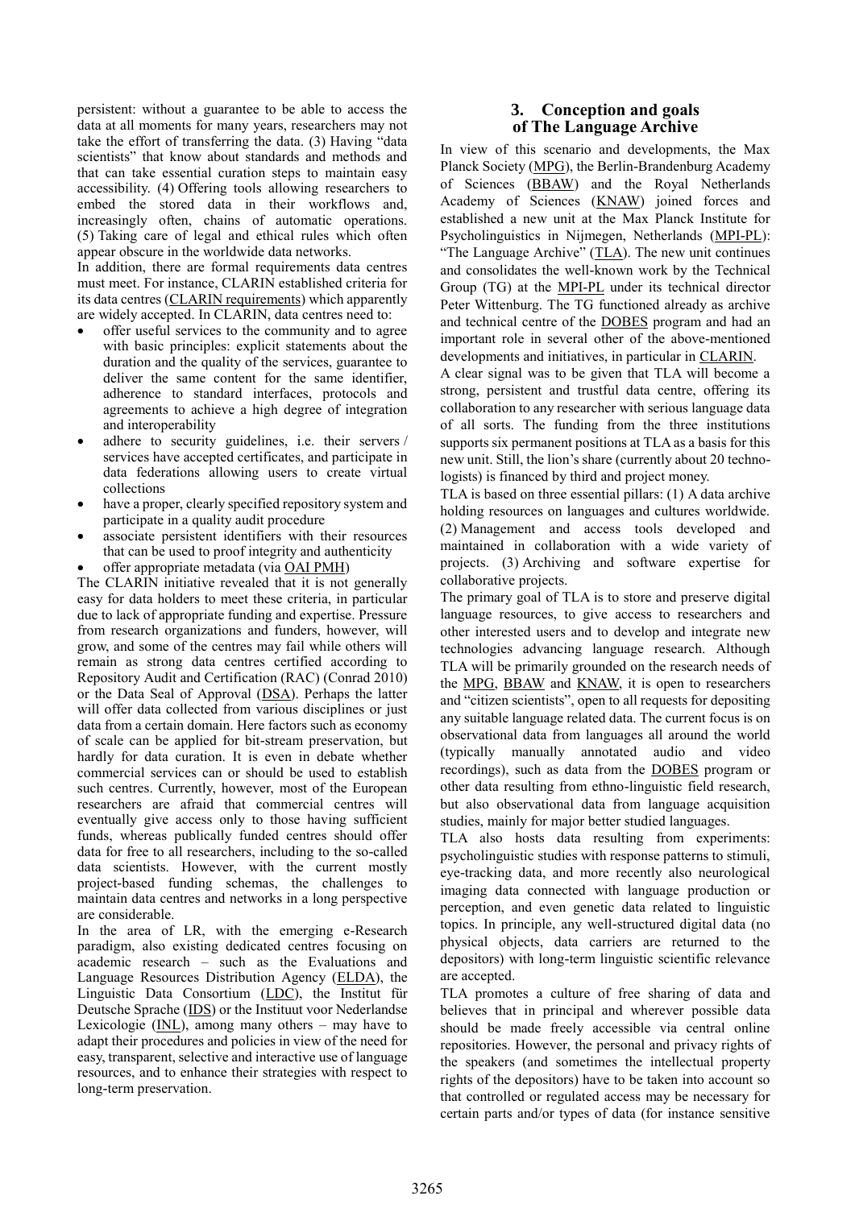persistent: without a guarantee to be able to access the data at all moments for many years, researchers may not take the effort of transferring the data. (3) Having "data scientists" that know about standards and methods and that can take essential curation steps to maintain easy accessibility. (4) Offering tools allowing researchers to embed the stored data in their workflows and, increasingly often, chains of automatic operations. (5) Taking care of legal and ethical rules which often appear obscure in the worldwide data networks.

In addition, there are formal requirements data centres must meet. For instance, CLARIN established criteria for its data centres (CLARIN requirements) which apparently are widely accepted. In CLARIN, data centres need to:

- offer useful services to the community and to agree with basic principles: explicit statements about the duration and the quality of the services, guarantee to deliver the same content for the same identifier, adherence to standard interfaces, protocols and agreements to achieve a high degree of integration and interoperability
- adhere to security guidelines, i.e. their servers / services have accepted certificates, and participate in data federations allowing users to create virtual collections
- have a proper, clearly specified repository system and participate in a quality audit procedure
- associate persistent identifiers with their resources that can be used to proof integrity and authenticity
- offer appropriate metadata (via OAI PMH)

The CLARIN initiative revealed that it is not generally easy for data holders to meet these criteria, in particular due to lack of appropriate funding and expertise. Pressure from research organizations and funders, however, will grow, and some of the centres may fail while others will remain as strong data centres certified according to Repository Audit and Certification (RAC) (Conrad 2010) or the Data Seal of Approval (DSA). Perhaps the latter will offer data collected from various disciplines or just data from a certain domain. Here factors such as economy of scale can be applied for bit-stream preservation, but hardly for data curation. It is even in debate whether commercial services can or should be used to establish such centres. Currently, however, most of the European researchers are afraid that commercial centres will eventually give access only to those having sufficient funds, whereas publically funded centres should offer data for free to all researchers, including to the so-called data scientists. However, with the current mostly project-based funding schemas, the challenges to maintain data centres and networks in a long perspective are considerable.

In the area of LR, with the emerging e-Research paradigm, also existing dedicated centres focusing on academic research – such as the Evaluations and Language Resources Distribution Agency (ELDA), the Linguistic Data Consortium (LDC), the Institut für Deutsche Sprache (IDS) or the Instituut voor Nederlandse Lexicologie (INL), among many others – may have to adapt their procedures and policies in view of the need for easy, transparent, selective and interactive use of language resources, and to enhance their strategies with respect to long-term preservation.

## 3. Conception and goals of The Language Archive

In view of this scenario and developments, the Max Planck Society (MPG), the Berlin-Brandenburg Academy of Sciences (BBAW) and the Royal Netherlands Academy of Sciences (KNAW) joined forces and established a new unit at the Max Planck Institute for Psycholinguistics in Nijmegen, Netherlands (MPI-PL): "The Language Archive" (TLA). The new unit continues and consolidates the well-known work by the Technical Group (TG) at the MPI-PL under its technical director Peter Wittenburg. The TG functioned already as archive and technical centre of the DOBES program and had an important role in several other of the above-mentioned developments and initiatives, in particular in CLARIN.

A clear signal was to be given that TLA will become a strong, persistent and trustful data centre, offering its collaboration to any researcher with serious language data of all sorts. The funding from the three institutions supports six permanent positions at TLA as a basis for this new unit. Still, the lion's share (currently about 20 technologists) is financed by third and project money.

TLA is based on three essential pillars: (1) A data archive holding resources on languages and cultures worldwide. (2) Management and access tools developed and maintained in collaboration with a wide variety of projects. (3) Archiving and software expertise for collaborative projects.

The primary goal of TLA is to store and preserve digital language resources, to give access to researchers and other interested users and to develop and integrate new technologies advancing language research. Although TLA will be primarily grounded on the research needs of the MPG, BBAW and KNAW, it is open to researchers and "citizen scientists", open to all requests for depositing any suitable language related data. The current focus is on observational data from languages all around the world (typically manually annotated audio and video recordings), such as data from the DOBES program or other data resulting from ethno-linguistic field research, but also observational data from language acquisition studies, mainly for major better studied languages.

TLA also hosts data resulting from experiments: psycholinguistic studies with response patterns to stimuli, eye-tracking data, and more recently also neurological imaging data connected with language production or perception, and even genetic data related to linguistic topics. In principle, any well-structured digital data (no physical objects, data carriers are returned to the depositors) with long-term linguistic scientific relevance are accepted.

TLA promotes a culture of free sharing of data and believes that in principal and wherever possible data should be made freely accessible via central online repositories. However, the personal and privacy rights of the speakers (and sometimes the intellectual property rights of the depositors) have to be taken into account so that controlled or regulated access may be necessary for certain parts and/or types of data (for instance sensitive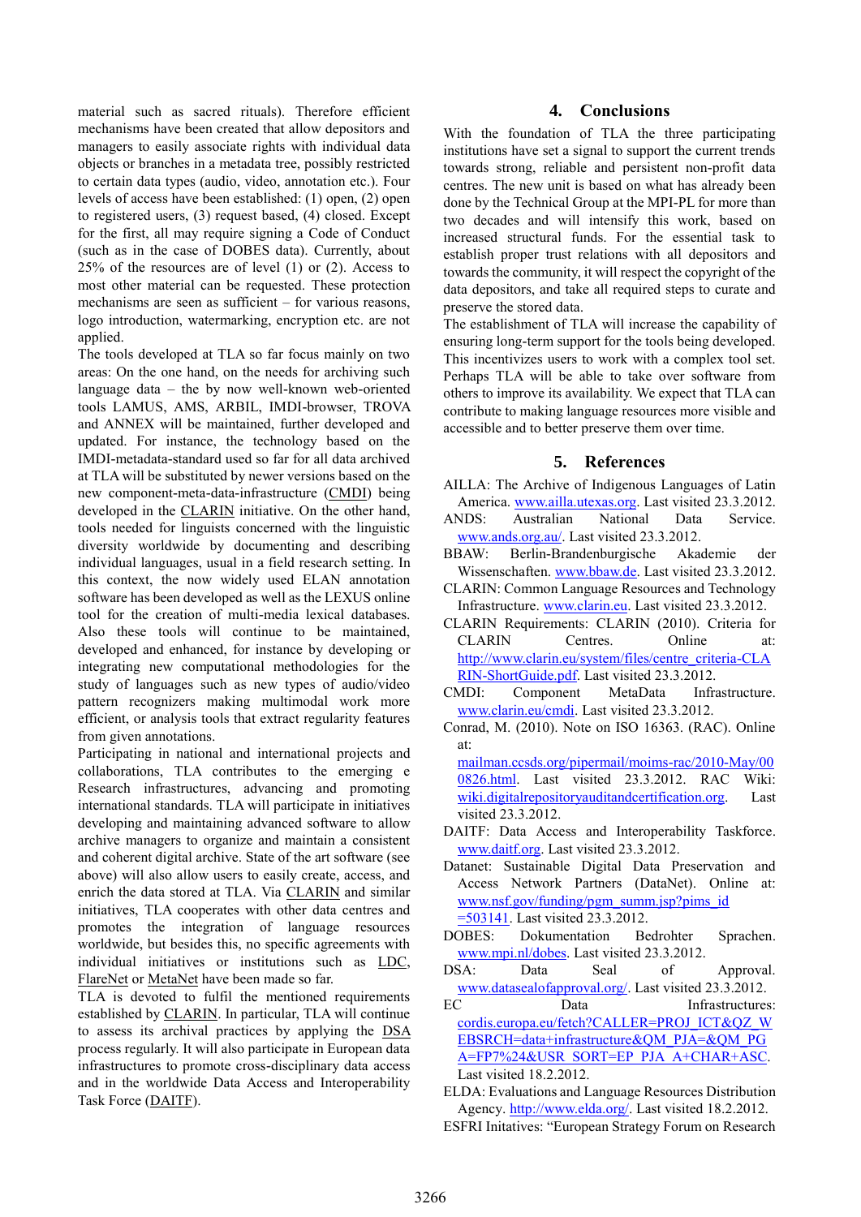material such as sacred rituals). Therefore efficient mechanisms have been created that allow depositors and managers to easily associate rights with individual data objects or branches in a metadata tree, possibly restricted to certain data types (audio, video, annotation etc.). Four levels of access have been established: (1) open, (2) open to registered users, (3) request based, (4) closed. Except for the first, all may require signing a Code of Conduct (such as in the case of DOBES data). Currently, about 25% of the resources are of level (1) or (2). Access to most other material can be requested. These protection mechanisms are seen as sufficient – for various reasons, logo introduction, watermarking, encryption etc. are not applied.

The tools developed at TLA so far focus mainly on two areas: On the one hand, on the needs for archiving such language data – the by now well-known web-oriented tools LAMUS, AMS, ARBIL, IMDI-browser, TROVA and ANNEX will be maintained, further developed and updated. For instance, the technology based on the IMDI-metadata-standard used so far for all data archived at TLA will be substituted by newer versions based on the new component-meta-data-infrastructure (CMDI) being developed in the CLARIN initiative. On the other hand, tools needed for linguists concerned with the linguistic diversity worldwide by documenting and describing individual languages, usual in a field research setting. In this context, the now widely used ELAN annotation software has been developed as well as the LEXUS online tool for the creation of multi-media lexical databases. Also these tools will continue to be maintained, developed and enhanced, for instance by developing or integrating new computational methodologies for the study of languages such as new types of audio/video pattern recognizers making multimodal work more efficient, or analysis tools that extract regularity features from given annotations.

Participating in national and international projects and collaborations, TLA contributes to the emerging e Research infrastructures, advancing and promoting international standards. TLA will participate in initiatives developing and maintaining advanced software to allow archive managers to organize and maintain a consistent and coherent digital archive. State of the art software (see above) will also allow users to easily create, access, and enrich the data stored at TLA. Via CLARIN and similar initiatives, TLA cooperates with other data centres and promotes the integration of language resources worldwide, but besides this, no specific agreements with individual initiatives or institutions such as LDC, FlareNet or MetaNet have been made so far.

TLA is devoted to fulfil the mentioned requirements established by CLARIN. In particular, TLA will continue to assess its archival practices by applying the DSA process regularly. It will also participate in European data infrastructures to promote cross-disciplinary data access and in the worldwide Data Access and Interoperability Task Force (DAITF).

## 4. Conclusions

With the foundation of TLA the three participating institutions have set a signal to support the current trends towards strong, reliable and persistent non-profit data centres. The new unit is based on what has already been done by the Technical Group at the MPI-PL for more than two decades and will intensify this work, based on increased structural funds. For the essential task to establish proper trust relations with all depositors and towards the community, it will respect the copyright of the data depositors, and take all required steps to curate and preserve the stored data.

The establishment of TLA will increase the capability of ensuring long-term support for the tools being developed. This incentivizes users to work with a complex tool set. Perhaps TLA will be able to take over software from others to improve its availability. We expect that TLA can contribute to making language resources more visible and accessible and to better preserve them over time.

## 5. References

AILLA: The Archive of Indigenous Languages of Latin America. www.ailla.utexas.org. Last visited 23.3.2012.

ANDS: Australian National Data Service. www.ands.org.au/. Last visited 23.3.2012.

BBAW: Berlin-Brandenburgische Akademie der Wissenschaften. www.bbaw.de. Last visited 23.3.2012.

CLARIN: Common Language Resources and Technology Infrastructure. www.clarin.eu. Last visited 23.3.2012.

CLARIN Requirements: CLARIN (2010). Criteria for CLARIN Centres. Online at: http://www.clarin.eu/system/files/centre_criteria-CLARIN-ShortGuide.pdf. Last visited 23.3.2012.

CMDI: Component MetaData Infrastructure. www.clarin.eu/cmdi. Last visited 23.3.2012.

Conrad, M. (2010). Note on ISO 16363. (RAC). Online at: mailman.ccsds.org/pipermail/moims-rac/2010-May/000826.html. Last visited 23.3.2012. RAC Wiki: wiki.digitalrepositoryauditandcertification.org. Last visited 23.3.2012.

DAITF: Data Access and Interoperability Taskforce. www.daitf.org. Last visited 23.3.2012.

Datanet: Sustainable Digital Data Preservation and Access Network Partners (DataNet). Online at: www.nsf.gov/funding/pgm_summ.jsp?pims_id=503141. Last visited 23.3.2012.

DOBES: Dokumentation Bedrohter Sprachen. www.mpi.nl/dobes. Last visited 23.3.2012.

DSA: Data Seal of Approval. www.datasealofapproval.org/. Last visited 23.3.2012.

EC Data Infrastructures: cordis.europa.eu/fetch?CALLER=PROJ_ICT&QZ_WEBSRCH=data+infrastructure&QM_PJA=&QM_PGA=FP7%24&USR_SORT=EP_PJA_A+CHAR+ASC. Last visited 18.2.2012.

ELDA: Evaluations and Language Resources Distribution Agency. http://www.elda.org/. Last visited 18.2.2012.

ESFRI Initatives: "European Strategy Forum on Research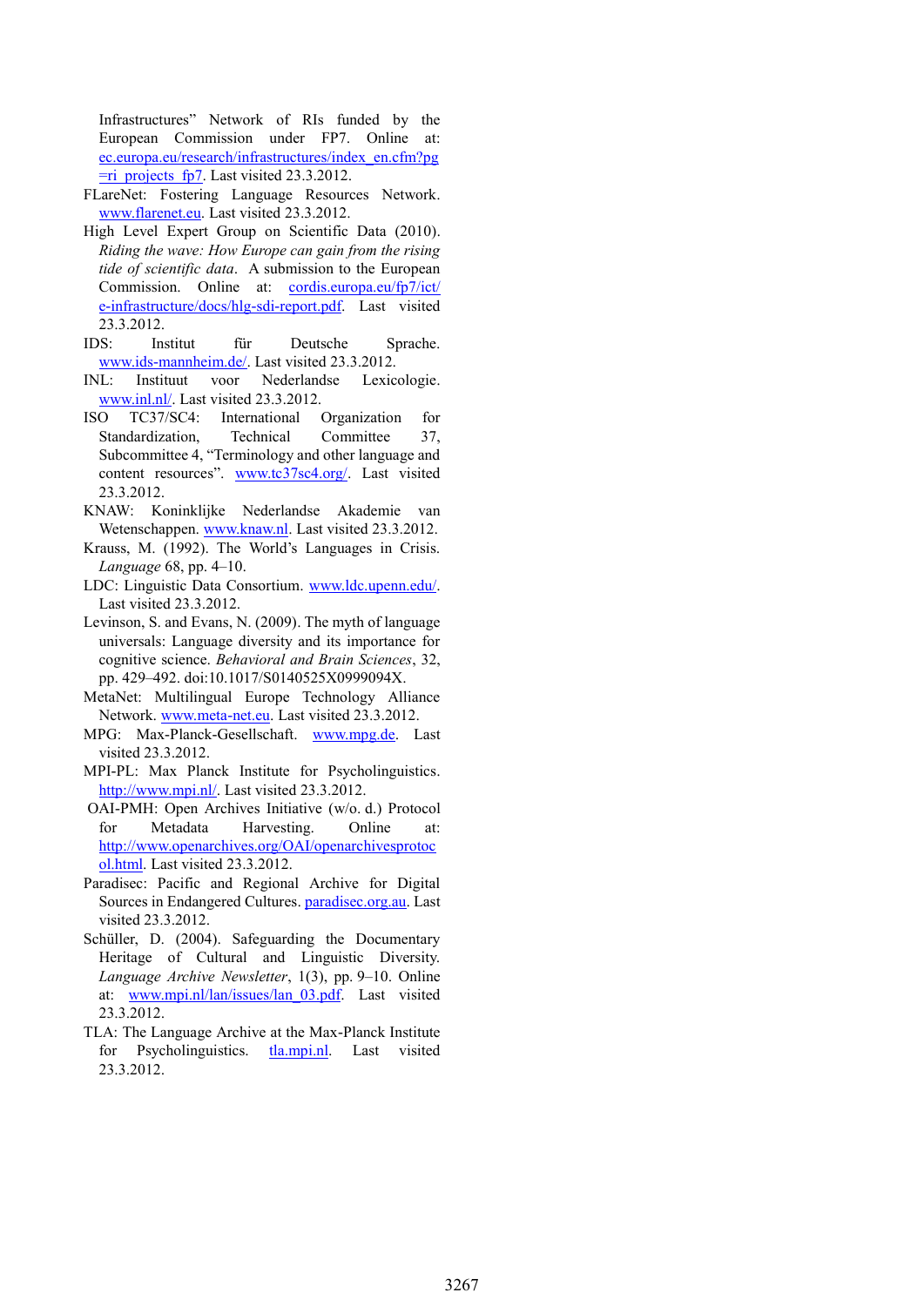Infrastructures" Network of RIs funded by the European Commission under FP7. Online at: ec.europa.eu/research/infrastructures/index_en.cfm?pg=ri_projects_fp7. Last visited 23.3.2012.

FLareNet: Fostering Language Resources Network. www.flarenet.eu. Last visited 23.3.2012.

High Level Expert Group on Scientific Data (2010). *Riding the wave: How Europe can gain from the rising tide of scientific data*. A submission to the European Commission. Online at: cordis.europa.eu/fp7/ict/e-infrastructure/docs/hlg-sdi-report.pdf. Last visited 23.3.2012.

IDS: Institut für Deutsche Sprache. www.ids-mannheim.de/. Last visited 23.3.2012.

INL: Instituut voor Nederlandse Lexicologie. www.inl.nl/. Last visited 23.3.2012.

ISO TC37/SC4: International Organization for Standardization, Technical Committee 37, Subcommittee 4, "Terminology and other language and content resources". www.tc37sc4.org/. Last visited 23.3.2012.

KNAW: Koninklijke Nederlandse Akademie van Wetenschappen. www.knaw.nl. Last visited 23.3.2012.

Krauss, M. (1992). The World's Languages in Crisis. *Language* 68, pp. 4–10.

LDC: Linguistic Data Consortium. www.ldc.upenn.edu/. Last visited 23.3.2012.

Levinson, S. and Evans, N. (2009). The myth of language universals: Language diversity and its importance for cognitive science. *Behavioral and Brain Sciences*, 32, pp. 429–492. doi:10.1017/S0140525X0999094X.

MetaNet: Multilingual Europe Technology Alliance Network. www.meta-net.eu. Last visited 23.3.2012.

MPG: Max-Planck-Gesellschaft. www.mpg.de. Last visited 23.3.2012.

MPI-PL: Max Planck Institute for Psycholinguistics. http://www.mpi.nl/. Last visited 23.3.2012.

OAI-PMH: Open Archives Initiative (w/o. d.) Protocol for Metadata Harvesting. Online at: http://www.openarchives.org/OAI/openarchivesprotocol.html. Last visited 23.3.2012.

Paradisec: Pacific and Regional Archive for Digital Sources in Endangered Cultures. paradisec.org.au. Last visited 23.3.2012.

Schüller, D. (2004). Safeguarding the Documentary Heritage of Cultural and Linguistic Diversity. *Language Archive Newsletter*, 1(3), pp. 9–10. Online at: www.mpi.nl/lan/issues/lan_03.pdf. Last visited 23.3.2012.

TLA: The Language Archive at the Max-Planck Institute for Psycholinguistics. tla.mpi.nl. Last visited 23.3.2012.